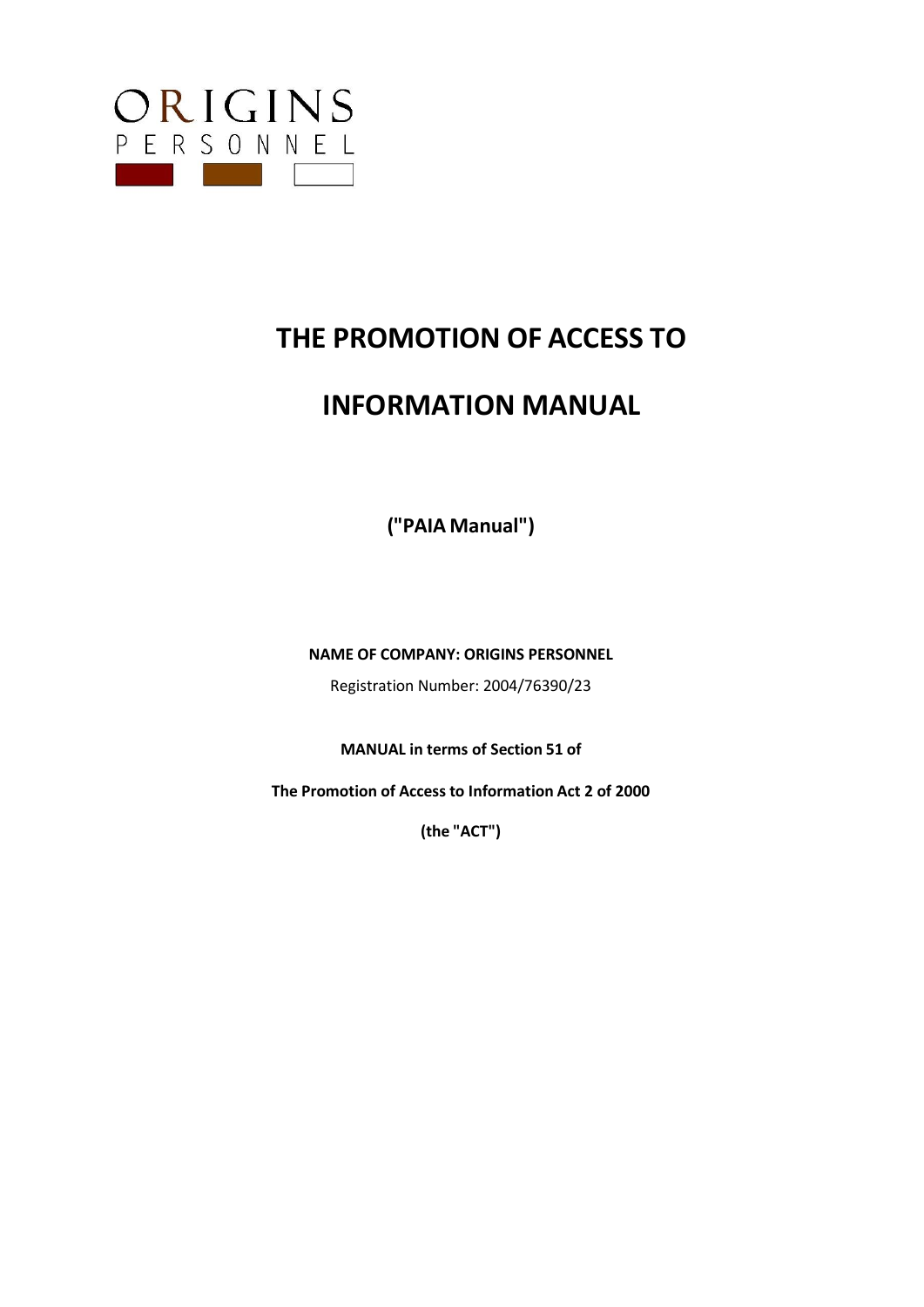ORIGINS

PERSONNEL

# THE PROMOTION OF ACCESS TO

# INFORMATION MANUAL

**("PAIA Manual")**

**NAME OF COMPANY: ORIGINS PERSONNEL**

Registration Number: 2004/76390/23

**MANUAL in terms of Section 51 of**

**The Promotion of Access to Information Act 2 of 2000**

**(the "ACT")**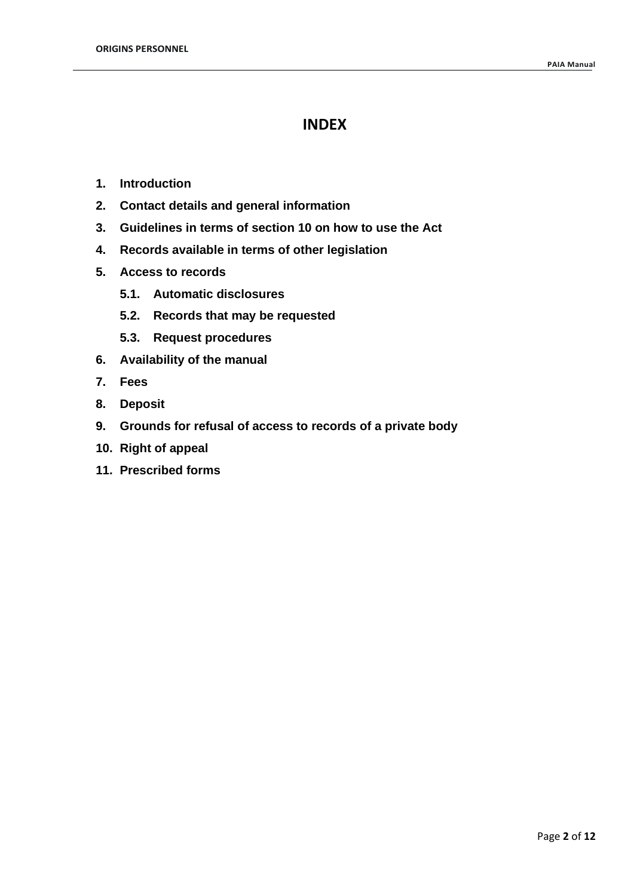# INDEX

1. **Introduction**
2. **Contact details and general information**
3. **Guidelines in terms of section 10 on how to use the Act**
4. **Records available in terms of other legislation**
5. **Access to records**
   - **5.1. Automatic disclosures**
   - **5.2. Records that may be requested**
   - **5.3. Request procedures**
6. **Availability of the manual**
7. **Fees**
8. **Deposit**
9. **Grounds for refusal of access to records of a private body**
10. **Right of appeal**
11. **Prescribed forms**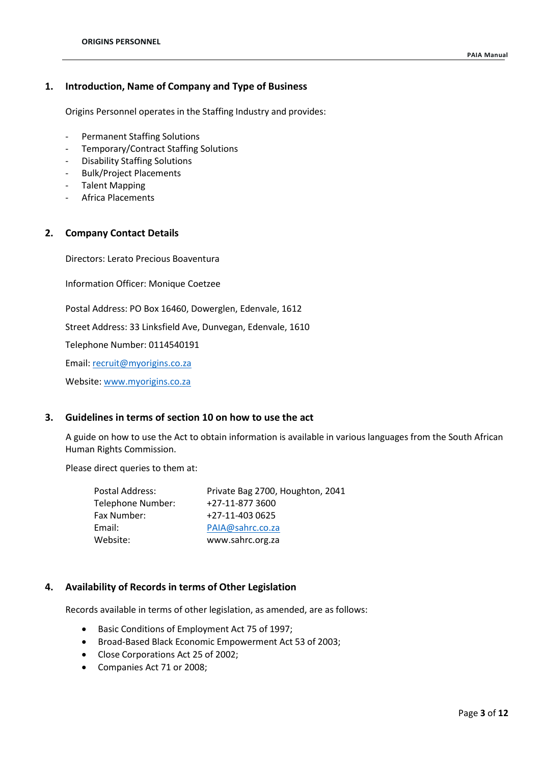## 1. Introduction, Name of Company and Type of Business

Origins Personnel operates in the Staffing Industry and provides:

- Permanent Staffing Solutions
- Temporary/Contract Staffing Solutions
- Disability Staffing Solutions
- Bulk/Project Placements
- Talent Mapping
- Africa Placements

## 2. Company Contact Details

Directors: Lerato Precious Boaventura

Information Officer: Monique Coetzee

Postal Address: PO Box 16460, Dowerglen, Edenvale, 1612

Street Address: 33 Linksfield Ave, Dunvegan, Edenvale, 1610

Telephone Number: 0114540191

Email: recruit@myorigins.co.za

Website: www.myorigins.co.za

## 3. Guidelines in terms of section 10 on how to use the act

A guide on how to use the Act to obtain information is available in various languages from the South African Human Rights Commission.

Please direct queries to them at:

| | |
|---|---|
| Postal Address: | Private Bag 2700, Houghton, 2041 |
| Telephone Number: | +27-11-877 3600 |
| Fax Number: | +27-11-403 0625 |
| Email: | PAIA@sahrc.co.za |
| Website: | www.sahrc.org.za |

## 4. Availability of Records in terms of Other Legislation

Records available in terms of other legislation, as amended, are as follows:

- Basic Conditions of Employment Act 75 of 1997;
- Broad-Based Black Economic Empowerment Act 53 of 2003;
- Close Corporations Act 25 of 2002;
- Companies Act 71 or 2008;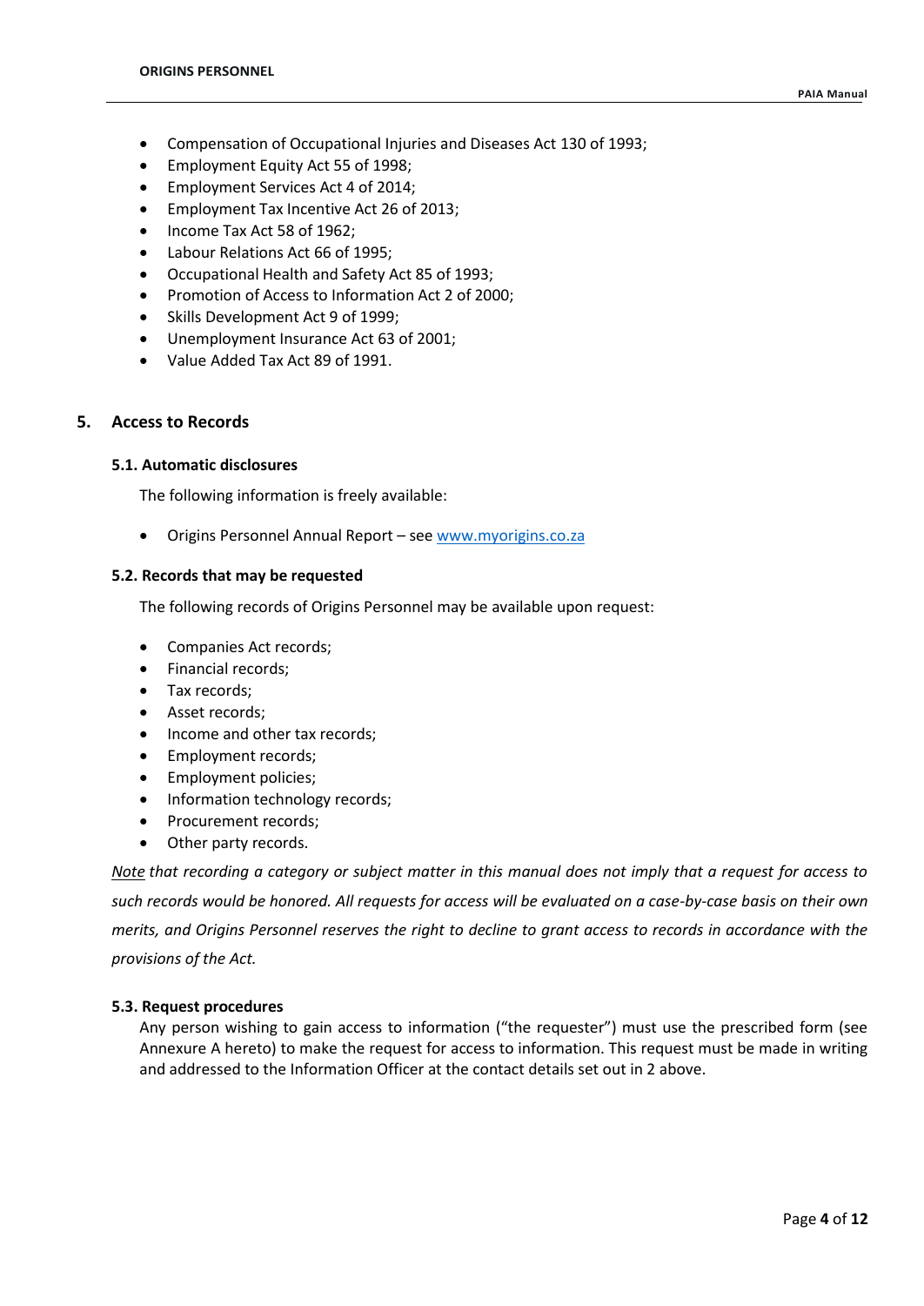- Compensation of Occupational Injuries and Diseases Act 130 of 1993;
- Employment Equity Act 55 of 1998;
- Employment Services Act 4 of 2014;
- Employment Tax Incentive Act 26 of 2013;
- Income Tax Act 58 of 1962;
- Labour Relations Act 66 of 1995;
- Occupational Health and Safety Act 85 of 1993;
- Promotion of Access to Information Act 2 of 2000;
- Skills Development Act 9 of 1999;
- Unemployment Insurance Act 63 of 2001;
- Value Added Tax Act 89 of 1991.

## 5. Access to Records

### 5.1. Automatic disclosures

The following information is freely available:

- Origins Personnel Annual Report – see [www.myorigins.co.za](www.myorigins.co.za)

### 5.2. Records that may be requested

The following records of Origins Personnel may be available upon request:

- Companies Act records;
- Financial records;
- Tax records;
- Asset records;
- Income and other tax records;
- Employment records;
- Employment policies;
- Information technology records;
- Procurement records;
- Other party records.

*Note that recording a category or subject matter in this manual does not imply that a request for access to such records would be honored. All requests for access will be evaluated on a case-by-case basis on their own merits, and Origins Personnel reserves the right to decline to grant access to records in accordance with the provisions of the Act.*

### 5.3. Request procedures

Any person wishing to gain access to information ("the requester") must use the prescribed form (see Annexure A hereto) to make the request for access to information. This request must be made in writing and addressed to the Information Officer at the contact details set out in 2 above.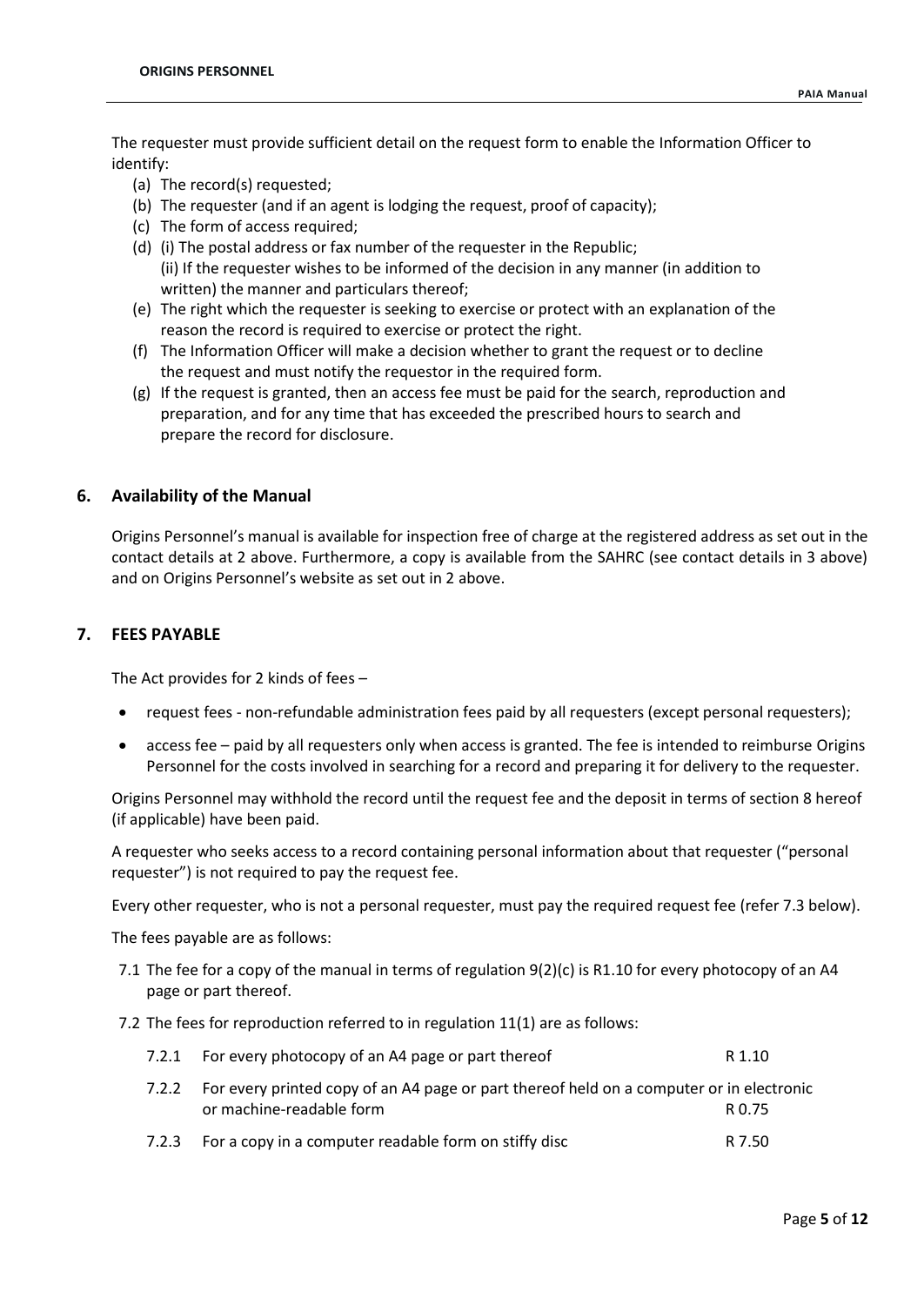The requester must provide sufficient detail on the request form to enable the Information Officer to identify:

(a) The record(s) requested;
(b) The requester (and if an agent is lodging the request, proof of capacity);
(c) The form of access required;
(d) (i) The postal address or fax number of the requester in the Republic;
(ii) If the requester wishes to be informed of the decision in any manner (in addition to written) the manner and particulars thereof;
(e) The right which the requester is seeking to exercise or protect with an explanation of the reason the record is required to exercise or protect the right.
(f) The Information Officer will make a decision whether to grant the request or to decline the request and must notify the requestor in the required form.
(g) If the request is granted, then an access fee must be paid for the search, reproduction and preparation, and for any time that has exceeded the prescribed hours to search and prepare the record for disclosure.

## 6. Availability of the Manual

Origins Personnel's manual is available for inspection free of charge at the registered address as set out in the contact details at 2 above. Furthermore, a copy is available from the SAHRC (see contact details in 3 above) and on Origins Personnel's website as set out in 2 above.

## 7. FEES PAYABLE

The Act provides for 2 kinds of fees –

- request fees - non-refundable administration fees paid by all requesters (except personal requesters);
- access fee – paid by all requesters only when access is granted. The fee is intended to reimburse Origins Personnel for the costs involved in searching for a record and preparing it for delivery to the requester.

Origins Personnel may withhold the record until the request fee and the deposit in terms of section 8 hereof (if applicable) have been paid.

A requester who seeks access to a record containing personal information about that requester ("personal requester") is not required to pay the request fee.

Every other requester, who is not a personal requester, must pay the required request fee (refer 7.3 below).

The fees payable are as follows:

7.1 The fee for a copy of the manual in terms of regulation 9(2)(c) is R1.10 for every photocopy of an A4 page or part thereof.

7.2 The fees for reproduction referred to in regulation 11(1) are as follows:

| | | |
|---|---|---|
| 7.2.1 | For every photocopy of an A4 page or part thereof | R 1.10 |
| 7.2.2 | For every printed copy of an A4 page or part thereof held on a computer or in electronic or machine-readable form | R 0.75 |
| 7.2.3 | For a copy in a computer readable form on stiffy disc | R 7.50 |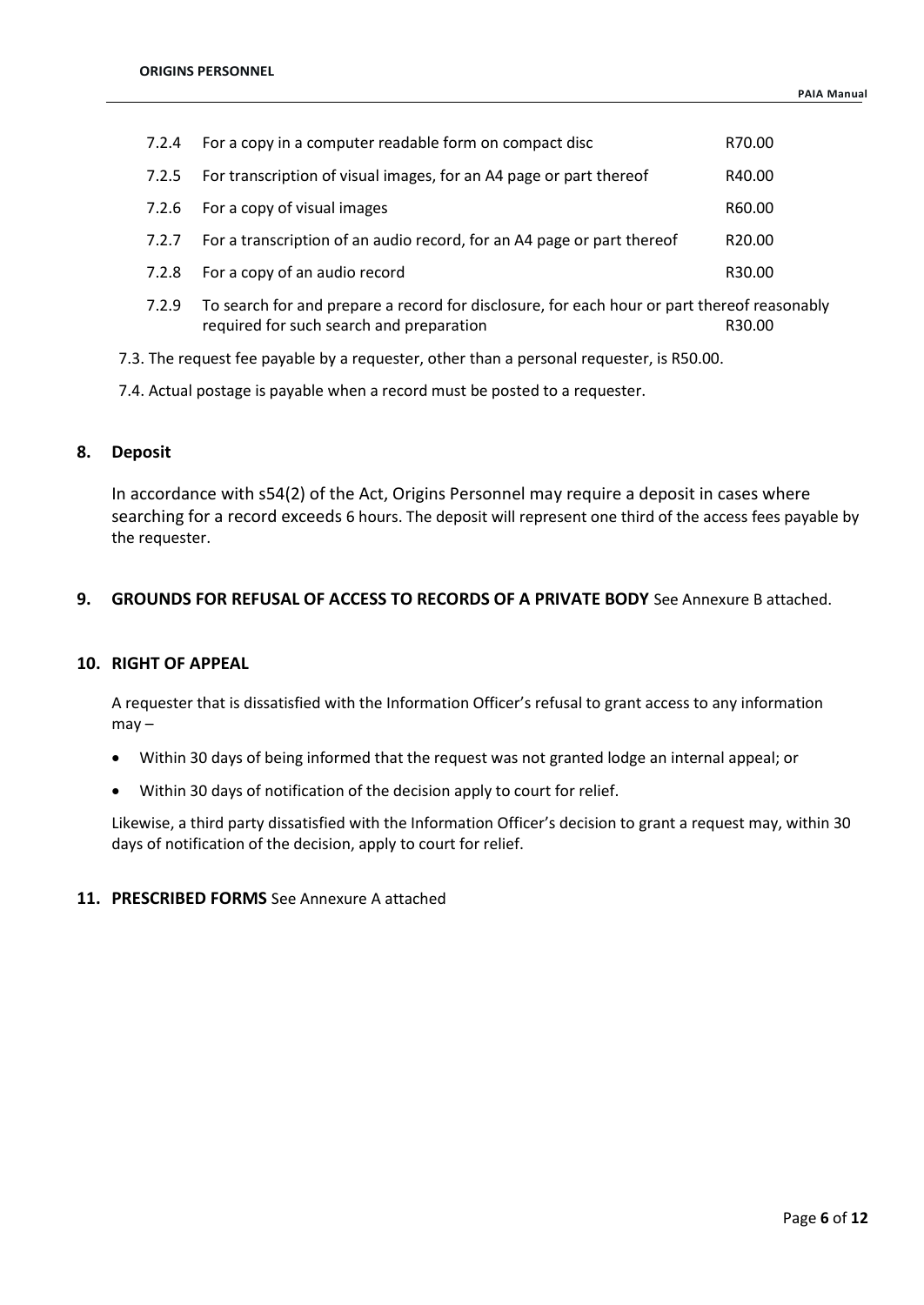| | | |
|---|---|---|
| 7.2.4 | For a copy in a computer readable form on compact disc | R70.00 |
| 7.2.5 | For transcription of visual images, for an A4 page or part thereof | R40.00 |
| 7.2.6 | For a copy of visual images | R60.00 |
| 7.2.7 | For a transcription of an audio record, for an A4 page or part thereof | R20.00 |
| 7.2.8 | For a copy of an audio record | R30.00 |
| 7.2.9 | To search for and prepare a record for disclosure, for each hour or part thereof reasonably required for such search and preparation | R30.00 |

7.3. The request fee payable by a requester, other than a personal requester, is R50.00.

7.4. Actual postage is payable when a record must be posted to a requester.

## 8. Deposit

In accordance with s54(2) of the Act, Origins Personnel may require a deposit in cases where searching for a record exceeds 6 hours. The deposit will represent one third of the access fees payable by the requester.

## 9. GROUNDS FOR REFUSAL OF ACCESS TO RECORDS OF A PRIVATE BODY

See Annexure B attached.

## 10. RIGHT OF APPEAL

A requester that is dissatisfied with the Information Officer's refusal to grant access to any information may –

- Within 30 days of being informed that the request was not granted lodge an internal appeal; or
- Within 30 days of notification of the decision apply to court for relief.

Likewise, a third party dissatisfied with the Information Officer's decision to grant a request may, within 30 days of notification of the decision, apply to court for relief.

## 11. PRESCRIBED FORMS

See Annexure A attached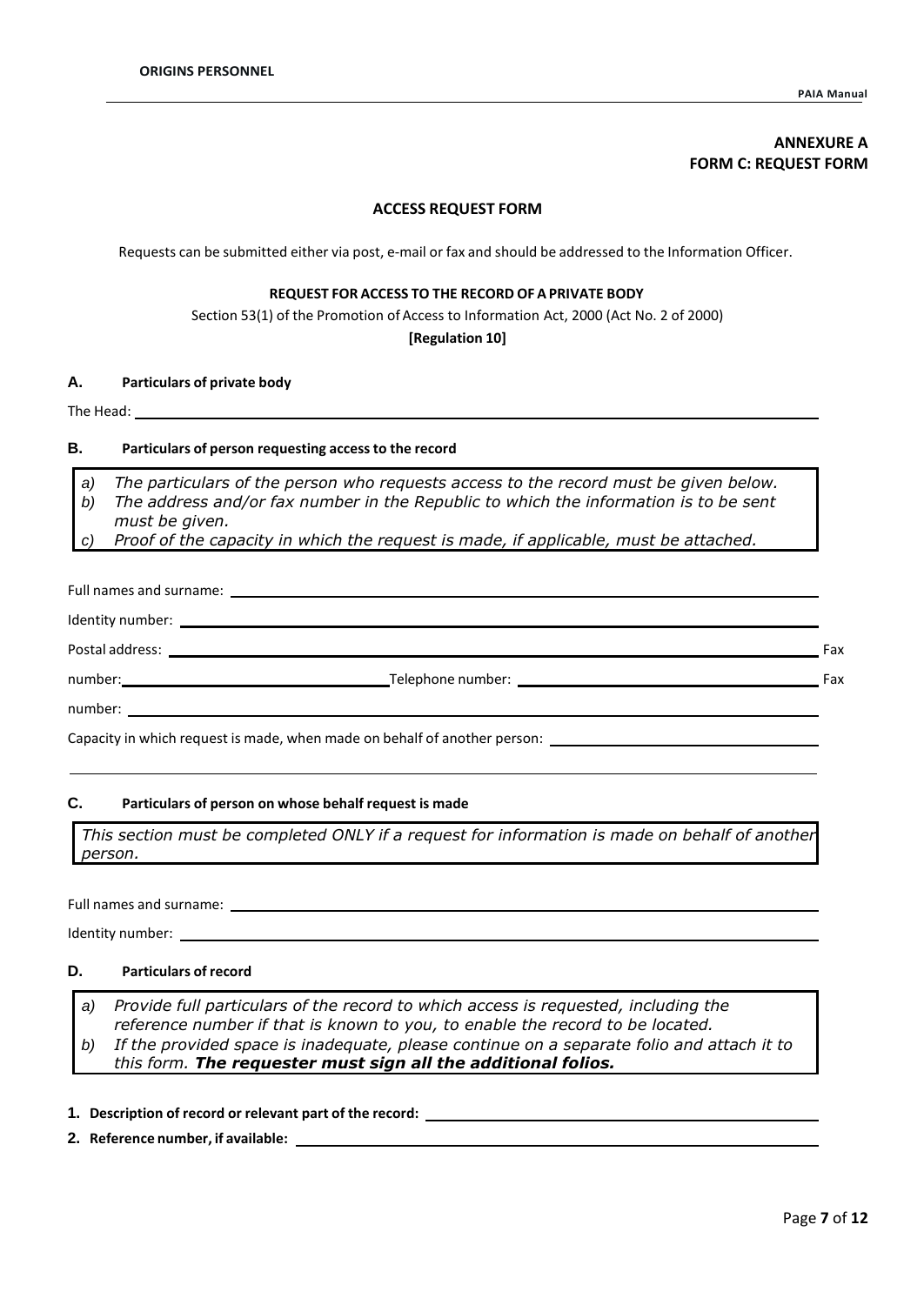**ANNEXURE A**
**FORM C: REQUEST FORM**

**ACCESS REQUEST FORM**

Requests can be submitted either via post, e-mail or fax and should be addressed to the Information Officer.

**REQUEST FOR ACCESS TO THE RECORD OF A PRIVATE BODY**

Section 53(1) of the Promotion of Access to Information Act, 2000 (Act No. 2 of 2000)

**[Regulation 10]**

### A. Particulars of private body

The Head: ______________________________________________

### B. Particulars of person requesting access to the record

*a) The particulars of the person who requests access to the record must be given below.*
*b) The address and/or fax number in the Republic to which the information is to be sent must be given.*
*c) Proof of the capacity in which the request is made, if applicable, must be attached.*

Full names and surname: ______________________________________________

Identity number: ______________________________________________

Postal address: ______________________________________________

Fax number: ____________________ Telephone number: ____________________

Fax number: ______________________________________________

Capacity in which request is made, when made on behalf of another person: ____________________

______________________________________________

### C. Particulars of person on whose behalf request is made

*This section must be completed ONLY if a request for information is made on behalf of another person.*

Full names and surname: ______________________________________________

Identity number: ______________________________________________

### D. Particulars of record

*a) Provide full particulars of the record to which access is requested, including the reference number if that is known to you, to enable the record to be located.*
*b) If the provided space is inadequate, please continue on a separate folio and attach it to this form.* ***The requester must sign all the additional folios.***

**1. Description of record or relevant part of the record:** ______________________________________________

**2. Reference number, if available:** ______________________________________________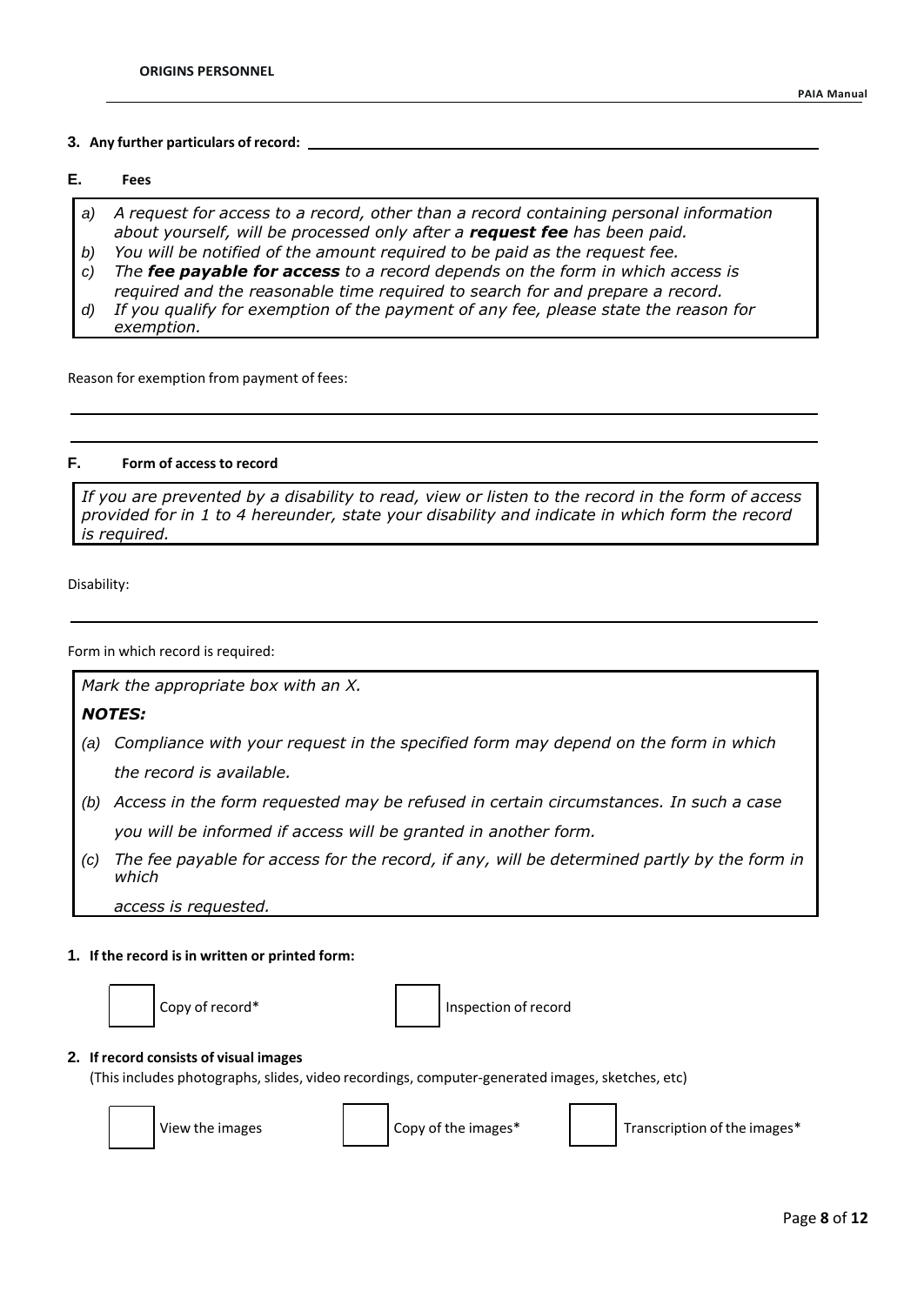**3. Any further particulars of record:** ______________________________

## E. Fees

> a) *A request for access to a record, other than a record containing personal information about yourself, will be processed only after a **request fee** has been paid.*
> b) *You will be notified of the amount required to be paid as the request fee.*
> c) *The **fee payable for access** to a record depends on the form in which access is required and the reasonable time required to search for and prepare a record.*
> d) *If you qualify for exemption of the payment of any fee, please state the reason for exemption.*

Reason for exemption from payment of fees:

______________________________

______________________________

## F. Form of access to record

> *If you are prevented by a disability to read, view or listen to the record in the form of access provided for in 1 to 4 hereunder, state your disability and indicate in which form the record is required.*

Disability:

______________________________

Form in which record is required:

> *Mark the appropriate box with an X.*
>
> ***NOTES:***
>
> *(a) Compliance with your request in the specified form may depend on the form in which the record is available.*
>
> *(b) Access in the form requested may be refused in certain circumstances. In such a case you will be informed if access will be granted in another form.*
>
> *(c) The fee payable for access for the record, if any, will be determined partly by the form in which access is requested.*

**1. If the record is in written or printed form:**

☐ Copy of record*    ☐ Inspection of record

**2. If record consists of visual images**

(This includes photographs, slides, video recordings, computer-generated images, sketches, etc)

☐ View the images    ☐ Copy of the images*    ☐ Transcription of the images*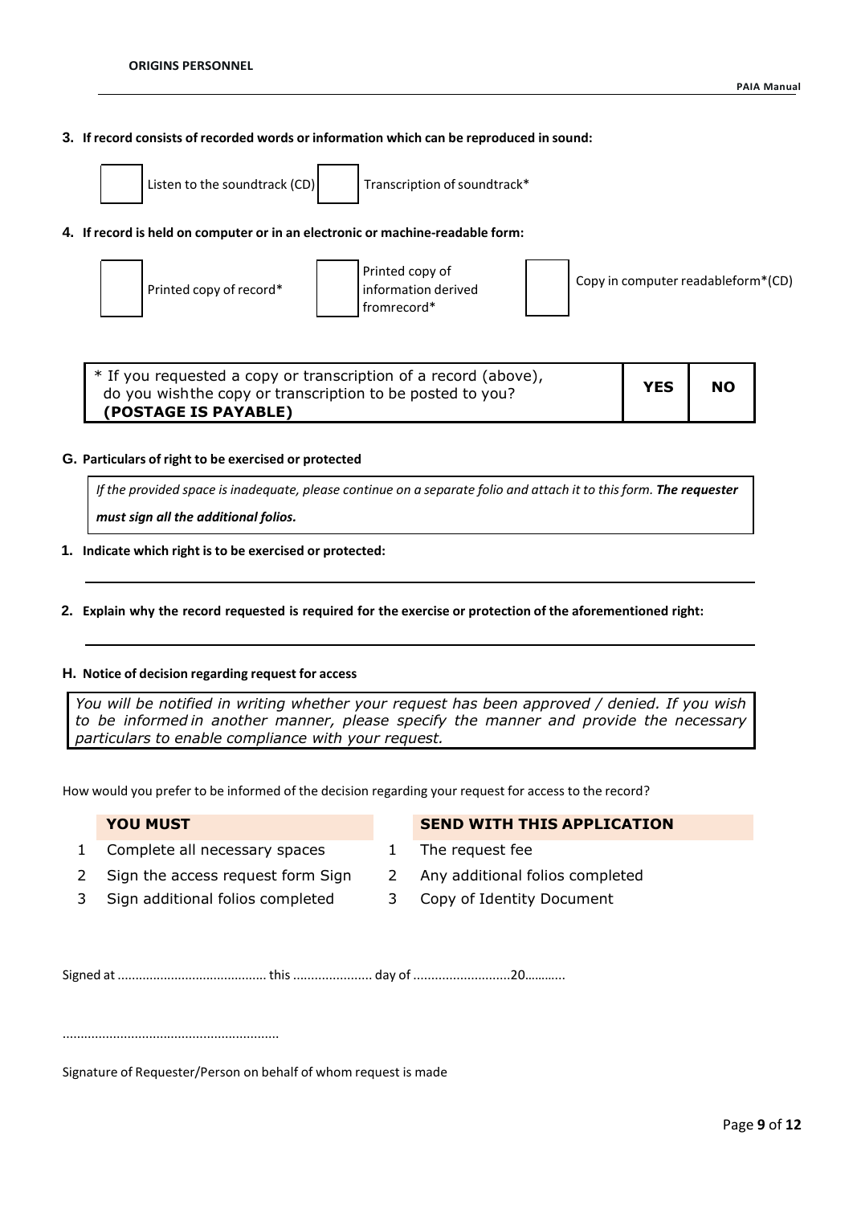**3. If record consists of recorded words or information which can be reproduced in sound:**

☐ Listen to the soundtrack (CD) ☐ Transcription of soundtrack*

**4. If record is held on computer or in an electronic or machine-readable form:**

☐ Printed copy of record* ☐ Printed copy of information derived fromrecord* ☐ Copy in computer readableform*(CD)

| * If you requested a copy or transcription of a record (above), do you wishthe copy or transcription to be posted to you? **(POSTAGE IS PAYABLE)** | **YES** | **NO** |
|---|---|---|

**G. Particulars of right to be exercised or protected**

*If the provided space is inadequate, please continue on a separate folio and attach it to this form.* ***The requester must sign all the additional folios.***

**1. Indicate which right is to be exercised or protected:**

\_\_\_\_\_\_\_\_\_\_\_\_\_\_\_\_\_\_\_\_\_\_\_\_\_\_\_\_\_\_\_\_\_\_\_\_\_\_\_\_\_\_\_\_\_\_\_\_\_\_\_\_\_\_\_\_\_\_\_\_\_\_\_\_\_\_\_\_\_\_

**2. Explain why the record requested is required for the exercise or protection of the aforementioned right:**

\_\_\_\_\_\_\_\_\_\_\_\_\_\_\_\_\_\_\_\_\_\_\_\_\_\_\_\_\_\_\_\_\_\_\_\_\_\_\_\_\_\_\_\_\_\_\_\_\_\_\_\_\_\_\_\_\_\_\_\_\_\_\_\_\_\_\_\_\_\_

**H. Notice of decision regarding request for access**

*You will be notified in writing whether your request has been approved / denied. If you wish to be informed in another manner, please specify the manner and provide the necessary particulars to enable compliance with your request.*

How would you prefer to be informed of the decision regarding your request for access to the record?

| | **YOU MUST** | | **SEND WITH THIS APPLICATION** |
|---|---|---|---|
| 1 | Complete all necessary spaces | 1 | The request fee |
| 2 | Sign the access request form Sign | 2 | Any additional folios completed |
| 3 | Sign additional folios completed | 3 | Copy of Identity Document |

Signed at .......................................... this ...................... day of ...........................20............

...........................................................

Signature of Requester/Person on behalf of whom request is made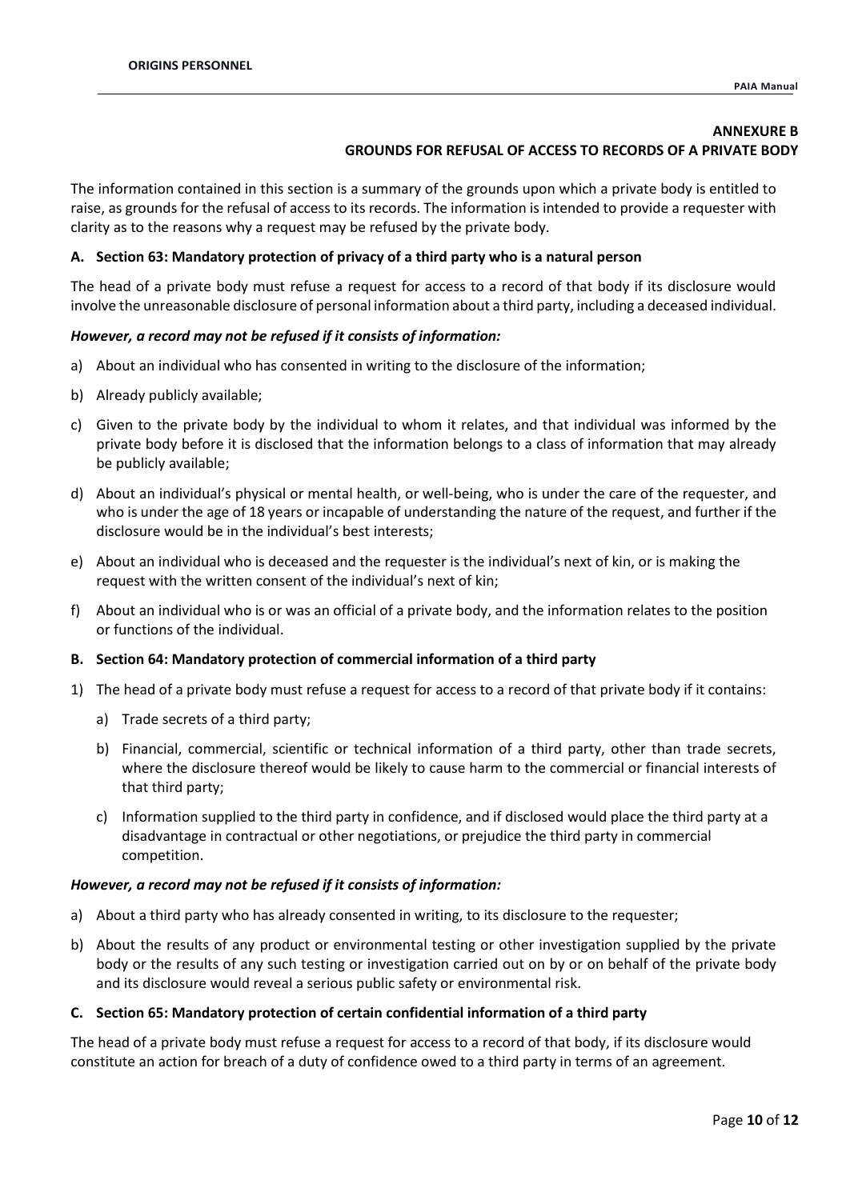## ANNEXURE B
## GROUNDS FOR REFUSAL OF ACCESS TO RECORDS OF A PRIVATE BODY

The information contained in this section is a summary of the grounds upon which a private body is entitled to raise, as grounds for the refusal of access to its records. The information is intended to provide a requester with clarity as to the reasons why a request may be refused by the private body.

### A. Section 63: Mandatory protection of privacy of a third party who is a natural person

The head of a private body must refuse a request for access to a record of that body if its disclosure would involve the unreasonable disclosure of personal information about a third party, including a deceased individual.

***However, a record may not be refused if it consists of information:***

a) About an individual who has consented in writing to the disclosure of the information;

b) Already publicly available;

c) Given to the private body by the individual to whom it relates, and that individual was informed by the private body before it is disclosed that the information belongs to a class of information that may already be publicly available;

d) About an individual's physical or mental health, or well-being, who is under the care of the requester, and who is under the age of 18 years or incapable of understanding the nature of the request, and further if the disclosure would be in the individual's best interests;

e) About an individual who is deceased and the requester is the individual's next of kin, or is making the request with the written consent of the individual's next of kin;

f) About an individual who is or was an official of a private body, and the information relates to the position or functions of the individual.

### B. Section 64: Mandatory protection of commercial information of a third party

1) The head of a private body must refuse a request for access to a record of that private body if it contains:

    a) Trade secrets of a third party;

    b) Financial, commercial, scientific or technical information of a third party, other than trade secrets, where the disclosure thereof would be likely to cause harm to the commercial or financial interests of that third party;

    c) Information supplied to the third party in confidence, and if disclosed would place the third party at a disadvantage in contractual or other negotiations, or prejudice the third party in commercial competition.

***However, a record may not be refused if it consists of information:***

a) About a third party who has already consented in writing, to its disclosure to the requester;

b) About the results of any product or environmental testing or other investigation supplied by the private body or the results of any such testing or investigation carried out on by or on behalf of the private body and its disclosure would reveal a serious public safety or environmental risk.

### C. Section 65: Mandatory protection of certain confidential information of a third party

The head of a private body must refuse a request for access to a record of that body, if its disclosure would constitute an action for breach of a duty of confidence owed to a third party in terms of an agreement.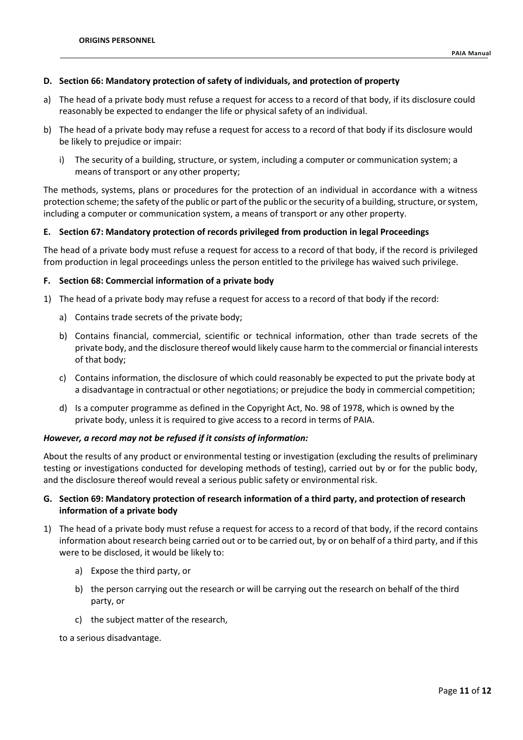### D. Section 66: Mandatory protection of safety of individuals, and protection of property

a) The head of a private body must refuse a request for access to a record of that body, if its disclosure could reasonably be expected to endanger the life or physical safety of an individual.

b) The head of a private body may refuse a request for access to a record of that body if its disclosure would be likely to prejudice or impair:

   i) The security of a building, structure, or system, including a computer or communication system; a means of transport or any other property;

The methods, systems, plans or procedures for the protection of an individual in accordance with a witness protection scheme; the safety of the public or part of the public or the security of a building, structure, or system, including a computer or communication system, a means of transport or any other property.

### E. Section 67: Mandatory protection of records privileged from production in legal Proceedings

The head of a private body must refuse a request for access to a record of that body, if the record is privileged from production in legal proceedings unless the person entitled to the privilege has waived such privilege.

### F. Section 68: Commercial information of a private body

1) The head of a private body may refuse a request for access to a record of that body if the record:

   a) Contains trade secrets of the private body;

   b) Contains financial, commercial, scientific or technical information, other than trade secrets of the private body, and the disclosure thereof would likely cause harm to the commercial or financial interests of that body;

   c) Contains information, the disclosure of which could reasonably be expected to put the private body at a disadvantage in contractual or other negotiations; or prejudice the body in commercial competition;

   d) Is a computer programme as defined in the Copyright Act, No. 98 of 1978, which is owned by the private body, unless it is required to give access to a record in terms of PAIA.

***However, a record may not be refused if it consists of information:***

About the results of any product or environmental testing or investigation (excluding the results of preliminary testing or investigations conducted for developing methods of testing), carried out by or for the public body, and the disclosure thereof would reveal a serious public safety or environmental risk.

### G. Section 69: Mandatory protection of research information of a third party, and protection of research information of a private body

1) The head of a private body must refuse a request for access to a record of that body, if the record contains information about research being carried out or to be carried out, by or on behalf of a third party, and if this were to be disclosed, it would be likely to:

   a) Expose the third party, or

   b) the person carrying out the research or will be carrying out the research on behalf of the third party, or

   c) the subject matter of the research,

   to a serious disadvantage.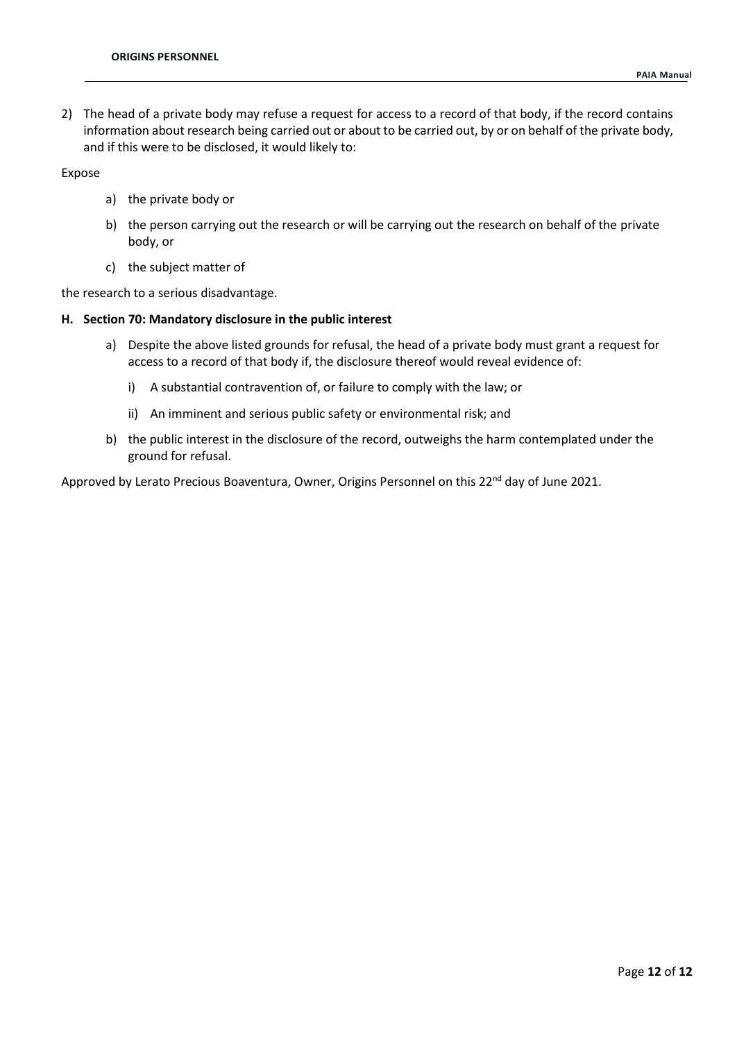2) The head of a private body may refuse a request for access to a record of that body, if the record contains information about research being carried out or about to be carried out, by or on behalf of the private body, and if this were to be disclosed, it would likely to:

Expose

a) the private body or

b) the person carrying out the research or will be carrying out the research on behalf of the private body, or

c) the subject matter of

the research to a serious disadvantage.

**H. Section 70: Mandatory disclosure in the public interest**

a) Despite the above listed grounds for refusal, the head of a private body must grant a request for access to a record of that body if, the disclosure thereof would reveal evidence of:

   i) A substantial contravention of, or failure to comply with the law; or

   ii) An imminent and serious public safety or environmental risk; and

b) the public interest in the disclosure of the record, outweighs the harm contemplated under the ground for refusal.

Approved by Lerato Precious Boaventura, Owner, Origins Personnel on this 22nd day of June 2021.